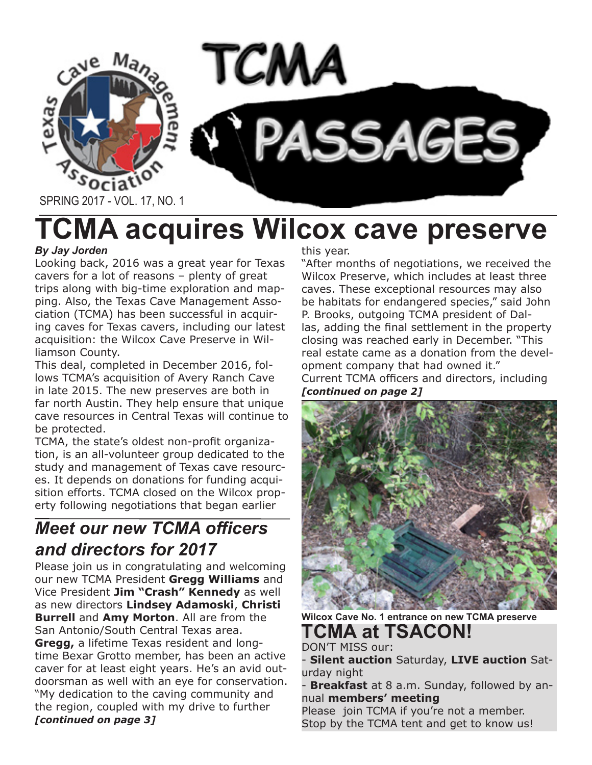# TCMA PASSAGES

SPRING 2017 - VOL. 17, NO. 1

# TCMA acquires Wilcox cave preserve

***By Jay Jorden***

Looking back, 2016 was a great year for Texas cavers for a lot of reasons – plenty of great trips along with big-time exploration and mapping. Also, the Texas Cave Management Association (TCMA) has been successful in acquiring caves for Texas cavers, including our latest acquisition: the Wilcox Cave Preserve in Williamson County.

This deal, completed in December 2016, follows TCMA's acquisition of Avery Ranch Cave in late 2015. The new preserves are both in far north Austin. They help ensure that unique cave resources in Central Texas will continue to be protected.

TCMA, the state's oldest non-profit organization, is an all-volunteer group dedicated to the study and management of Texas cave resources. It depends on donations for funding acquisition efforts. TCMA closed on the Wilcox property following negotiations that began earlier this year.

"After months of negotiations, we received the Wilcox Preserve, which includes at least three caves. These exceptional resources may also be habitats for endangered species," said John P. Brooks, outgoing TCMA president of Dallas, adding the final settlement in the property closing was reached early in December. "This real estate came as a donation from the development company that had owned it."

Current TCMA officers and directors, including ***[continued on page 2]***

**Wilcox Cave No. 1 entrance on new TCMA preserve**

## *Meet our new TCMA officers and directors for 2017*

Please join us in congratulating and welcoming our new TCMA President **Gregg Williams** and Vice President **Jim "Crash" Kennedy** as well as new directors **Lindsey Adamoski**, **Christi Burrell** and **Amy Morton**. All are from the San Antonio/South Central Texas area.

**Gregg,** a lifetime Texas resident and long-time Bexar Grotto member, has been an active caver for at least eight years. He's an avid outdoorsman as well with an eye for conservation. "My dedication to the caving community and the region, coupled with my drive to further ***[continued on page 3]***

## TCMA at TSACON!

DON'T MISS our:

- **Silent auction** Saturday, **LIVE auction** Saturday night
- **Breakfast** at 8 a.m. Sunday, followed by annual **members' meeting**

Please join TCMA if you're not a member. Stop by the TCMA tent and get to know us!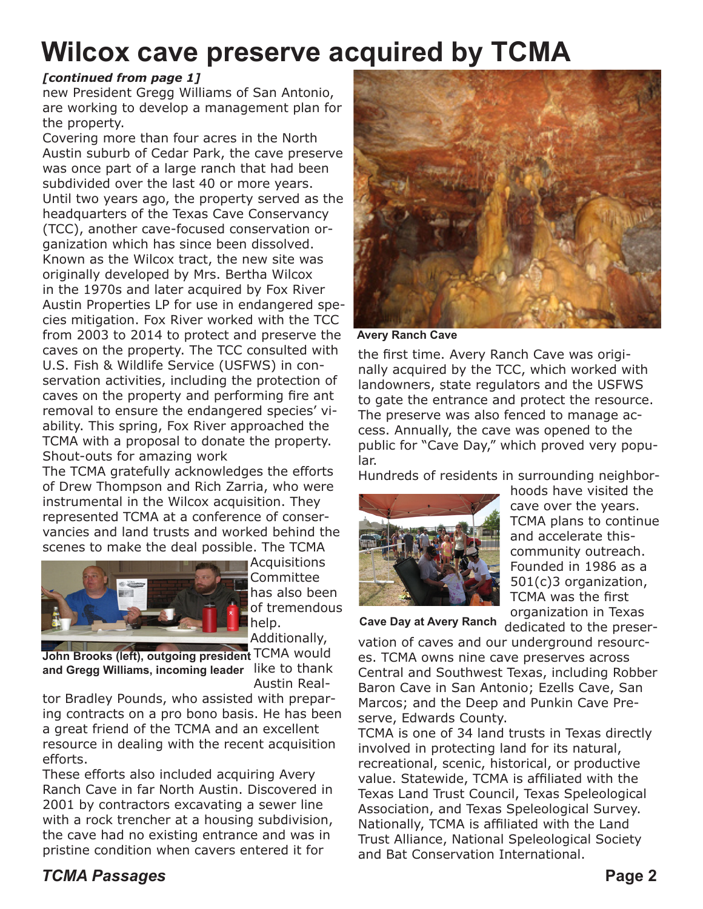# Wilcox cave preserve acquired by TCMA

***[continued from page 1]***

new President Gregg Williams of San Antonio, are working to develop a management plan for the property.

Covering more than four acres in the North Austin suburb of Cedar Park, the cave preserve was once part of a large ranch that had been subdivided over the last 40 or more years. Until two years ago, the property served as the headquarters of the Texas Cave Conservancy (TCC), another cave-focused conservation organization which has since been dissolved. Known as the Wilcox tract, the new site was originally developed by Mrs. Bertha Wilcox in the 1970s and later acquired by Fox River Austin Properties LP for use in endangered species mitigation. Fox River worked with the TCC from 2003 to 2014 to protect and preserve the caves on the property. The TCC consulted with U.S. Fish & Wildlife Service (USFWS) in conservation activities, including the protection of caves on the property and performing fire ant removal to ensure the endangered species' viability. This spring, Fox River approached the TCMA with a proposal to donate the property.

Shout-outs for amazing work

The TCMA gratefully acknowledges the efforts of Drew Thompson and Rich Zarria, who were instrumental in the Wilcox acquisition. They represented TCMA at a conference of conservancies and land trusts and worked behind the scenes to make the deal possible. The TCMA Acquisitions Committee has also been of tremendous help. Additionally, TCMA would like to thank Austin Realtor Bradley Pounds, who assisted with preparing contracts on a pro bono basis. He has been a great friend of the TCMA and an excellent resource in dealing with the recent acquisition efforts.

**John Brooks (left), outgoing president and Gregg Williams, incoming leader**

These efforts also included acquiring Avery Ranch Cave in far North Austin. Discovered in 2001 by contractors excavating a sewer line with a rock trencher at a housing subdivision, the cave had no existing entrance and was in pristine condition when cavers entered it for the first time. Avery Ranch Cave was originally acquired by the TCC, which worked with landowners, state regulators and the USFWS to gate the entrance and protect the resource. The preserve was also fenced to manage access. Annually, the cave was opened to the public for "Cave Day," which proved very popular.

**Avery Ranch Cave**

Hundreds of residents in surrounding neighborhoods have visited the cave over the years. TCMA plans to continue and accelerate this community outreach. Founded in 1986 as a 501(c)3 organization, TCMA was the first organization in Texas dedicated to the preservation of caves and our underground resources. TCMA owns nine cave preserves across Central and Southwest Texas, including Robber Baron Cave in San Antonio; Ezells Cave, San Marcos; and the Deep and Punkin Cave Preserve, Edwards County.

**Cave Day at Avery Ranch**

TCMA is one of 34 land trusts in Texas directly involved in protecting land for its natural, recreational, scenic, historical, or productive value. Statewide, TCMA is affiliated with the Texas Land Trust Council, Texas Speleological Association, and Texas Speleological Survey. Nationally, TCMA is affiliated with the Land Trust Alliance, National Speleological Society and Bat Conservation International.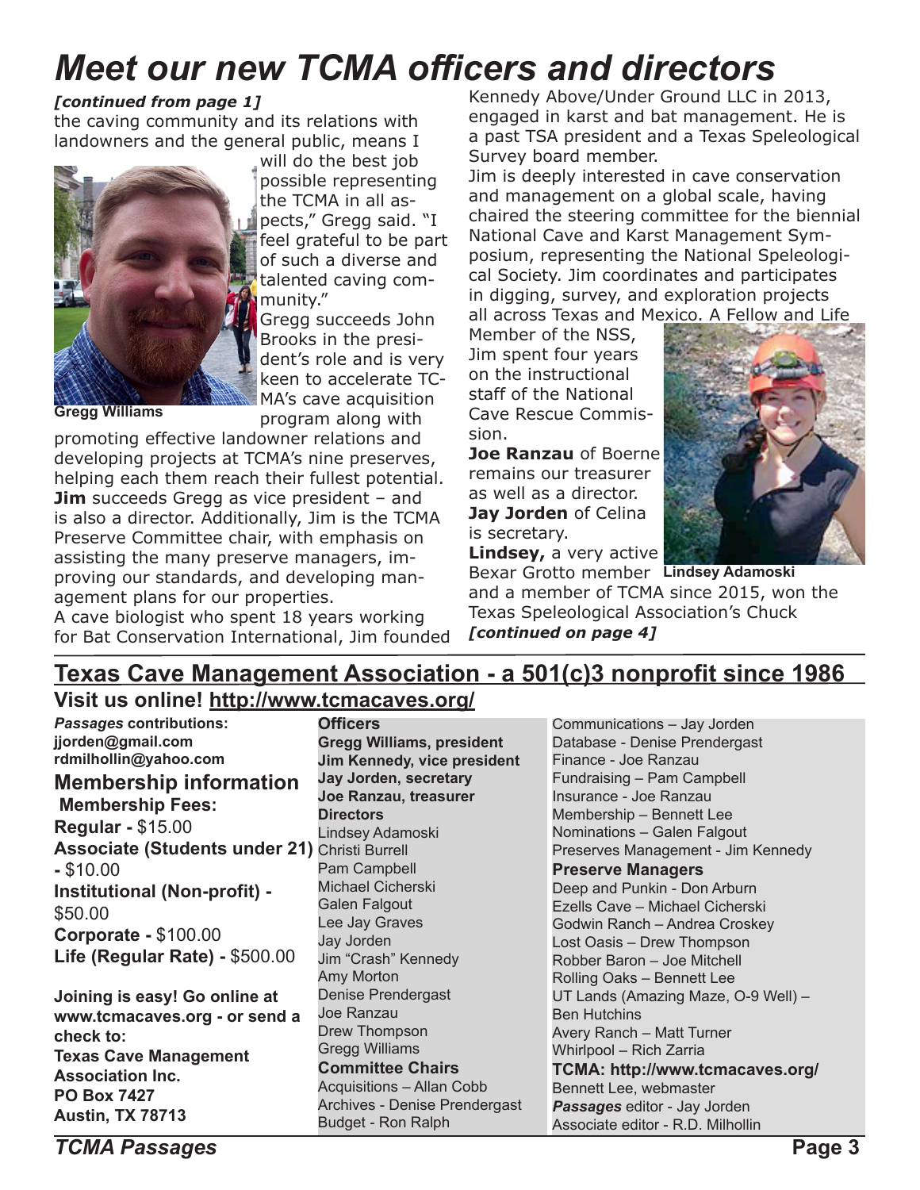# Meet our new TCMA officers and directors

***[continued from page 1]***

the caving community and its relations with landowners and the general public, means I will do the best job possible representing the TCMA in all aspects," Gregg said. "I feel grateful to be part of such a diverse and talented caving community."

**Gregg Williams**

Gregg succeeds John Brooks in the president's role and is very keen to accelerate TCMA's cave acquisition program along with promoting effective landowner relations and developing projects at TCMA's nine preserves, helping each them reach their fullest potential.

**Jim** succeeds Gregg as vice president – and is also a director. Additionally, Jim is the TCMA Preserve Committee chair, with emphasis on assisting the many preserve managers, improving our standards, and developing management plans for our properties.

A cave biologist who spent 18 years working for Bat Conservation International, Jim founded Kennedy Above/Under Ground LLC in 2013, engaged in karst and bat management. He is a past TSA president and a Texas Speleological Survey board member.

Jim is deeply interested in cave conservation and management on a global scale, having chaired the steering committee for the biennial National Cave and Karst Management Symposium, representing the National Speleological Society. Jim coordinates and participates in digging, survey, and exploration projects all across Texas and Mexico. A Fellow and Life Member of the NSS, Jim spent four years on the instructional staff of the National Cave Rescue Commission.

**Joe Ranzau** of Boerne remains our treasurer as well as a director.

**Jay Jorden** of Celina is secretary.

**Lindsey,** a very active Bexar Grotto member and a member of TCMA since 2015, won the Texas Speleological Association's Chuck

**Lindsey Adamoski**

***[continued on page 4]***

## Texas Cave Management Association - a 501(c)3 nonprofit since 1986

### Visit us online! http://www.tcmacaves.org/

***Passages*** **contributions:**
**jjorden@gmail.com**
**rdmilhollin@yahoo.com**

### Membership information

**Membership Fees:**

**Regular -** $15.00
**Associate (Students under 21) -** $10.00
**Institutional (Non-profit) -** $50.00
**Corporate -** $100.00
**Life (Regular Rate) -** $500.00

**Joining is easy! Go online at www.tcmacaves.org - or send a check to:**
**Texas Cave Management Association Inc.**
**PO Box 7427**
**Austin, TX 78713**

**Officers**
**Gregg Williams, president**
**Jim Kennedy, vice president**
**Jay Jorden, secretary**
**Joe Ranzau, treasurer**

**Directors**
Lindsey Adamoski
Christi Burrell
Pam Campbell
Michael Cicherski
Galen Falgout
Lee Jay Graves
Jay Jorden
Jim "Crash" Kennedy
Amy Morton
Denise Prendergast
Joe Ranzau
Drew Thompson
Gregg Williams

**Committee Chairs**
Acquisitions – Allan Cobb
Archives - Denise Prendergast
Budget - Ron Ralph
Communications – Jay Jorden
Database - Denise Prendergast
Finance - Joe Ranzau
Fundraising – Pam Campbell
Insurance - Joe Ranzau
Membership – Bennett Lee
Nominations – Galen Falgout
Preserves Management - Jim Kennedy

**Preserve Managers**
Deep and Punkin - Don Arburn
Ezells Cave – Michael Cicherski
Godwin Ranch – Andrea Croskey
Lost Oasis – Drew Thompson
Robber Baron – Joe Mitchell
Rolling Oaks – Bennett Lee
UT Lands (Amazing Maze, O-9 Well) – Ben Hutchins
Avery Ranch – Matt Turner
Whirlpool – Rich Zarria

**TCMA: http://www.tcmacaves.org/**
Bennett Lee, webmaster
***Passages*** editor - Jay Jorden
Associate editor - R.D. Milhollin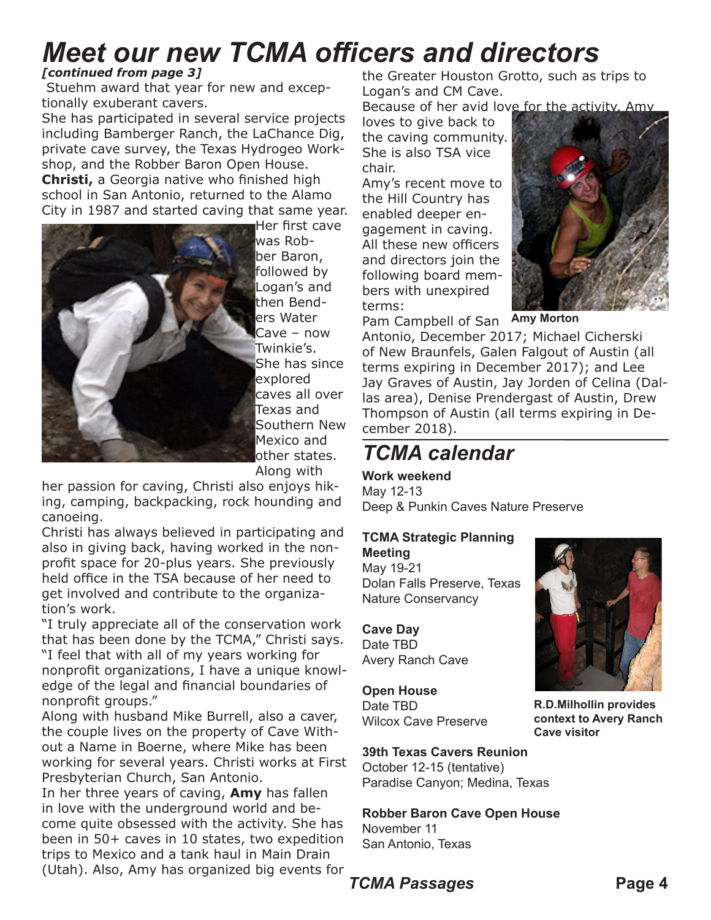# Meet our new TCMA officers and directors

***[continued from page 3]***

Stuehm award that year for new and exceptionally exuberant cavers.

She has participated in several service projects including Bamberger Ranch, the LaChance Dig, private cave survey, the Texas Hydrogeo Workshop, and the Robber Baron Open House.

**Christi,** a Georgia native who finished high school in San Antonio, returned to the Alamo City in 1987 and started caving that same year. Her first cave was Robber Baron, followed by Logan's and then Benders Water Cave – now Twinkie's. She has since explored caves all over Texas and Southern New Mexico and other states. Along with her passion for caving, Christi also enjoys hiking, camping, backpacking, rock hounding and canoeing.

Christi has always believed in participating and also in giving back, having worked in the nonprofit space for 20-plus years. She previously held office in the TSA because of her need to get involved and contribute to the organization's work.

"I truly appreciate all of the conservation work that has been done by the TCMA," Christi says. "I feel that with all of my years working for nonprofit organizations, I have a unique knowledge of the legal and financial boundaries of nonprofit groups."

Along with husband Mike Burrell, also a caver, the couple lives on the property of Cave Without a Name in Boerne, where Mike has been working for several years. Christi works at First Presbyterian Church, San Antonio.

In her three years of caving, **Amy** has fallen in love with the underground world and become quite obsessed with the activity. She has been in 50+ caves in 10 states, two expedition trips to Mexico and a tank haul in Main Drain (Utah). Also, Amy has organized big events for the Greater Houston Grotto, such as trips to Logan's and CM Cave.

Because of her avid love for the activity, Amy loves to give back to the caving community. She is also TSA vice chair.

Amy's recent move to the Hill Country has enabled deeper engagement in caving.

All these new officers and directors join the following board members with unexpired terms:

Amy Morton

Pam Campbell of San Antonio, December 2017; Michael Cicherski of New Braunfels, Galen Falgout of Austin (all terms expiring in December 2017); and Lee Jay Graves of Austin, Jay Jorden of Celina (Dallas area), Denise Prendergast of Austin, Drew Thompson of Austin (all terms expiring in December 2018).

## TCMA calendar

**Work weekend**
May 12-13
Deep & Punkin Caves Nature Preserve

**TCMA Strategic Planning Meeting**
May 19-21
Dolan Falls Preserve, Texas Nature Conservancy

**Cave Day**
Date TBD
Avery Ranch Cave

**Open House**
Date TBD
Wilcox Cave Preserve

R.D.Milhollin provides context to Avery Ranch Cave visitor

**39th Texas Cavers Reunion**
October 12-15 (tentative)
Paradise Canyon; Medina, Texas

**Robber Baron Cave Open House**
November 11
San Antonio, Texas